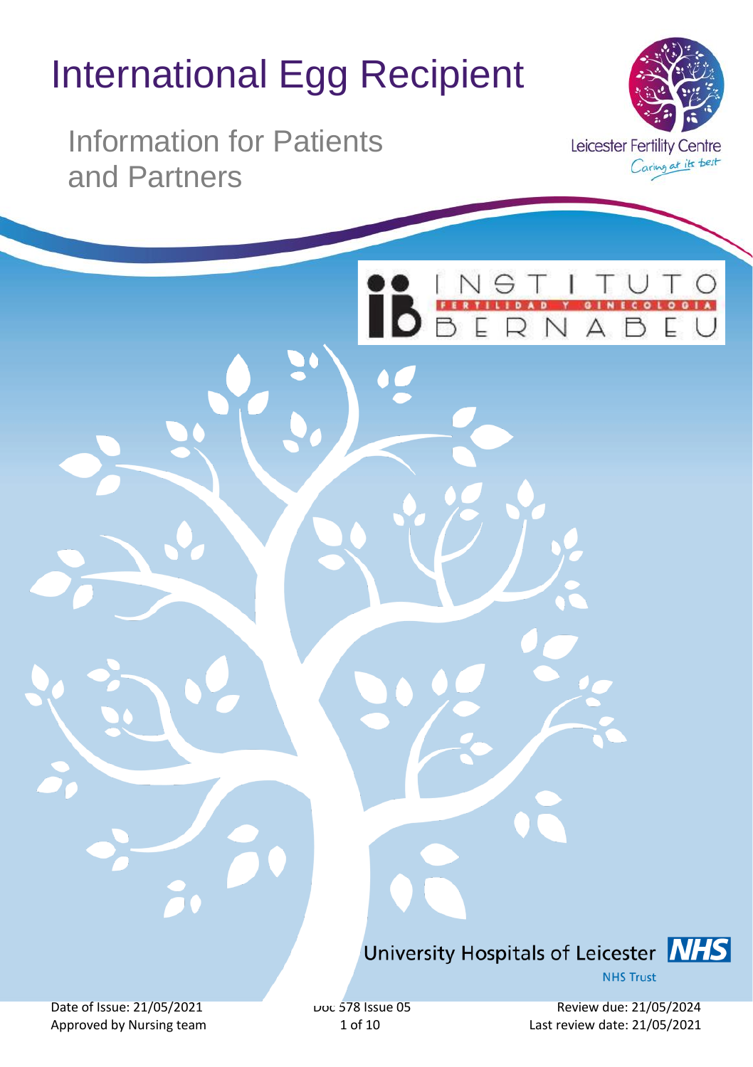# International Egg Recipient

## Information for Patients and Partners

Leicester Fertility Centre
Caring at its best

INSTITUTO BERNABEU
FERTILIDAD Y GINECOLOGIA

University Hospitals of Leicester NHS Trust

Date of Issue: 21/05/2021
Approved by Nursing team

Doc 578 Issue 05

Review due: 21/05/2024
Last review date: 21/05/2021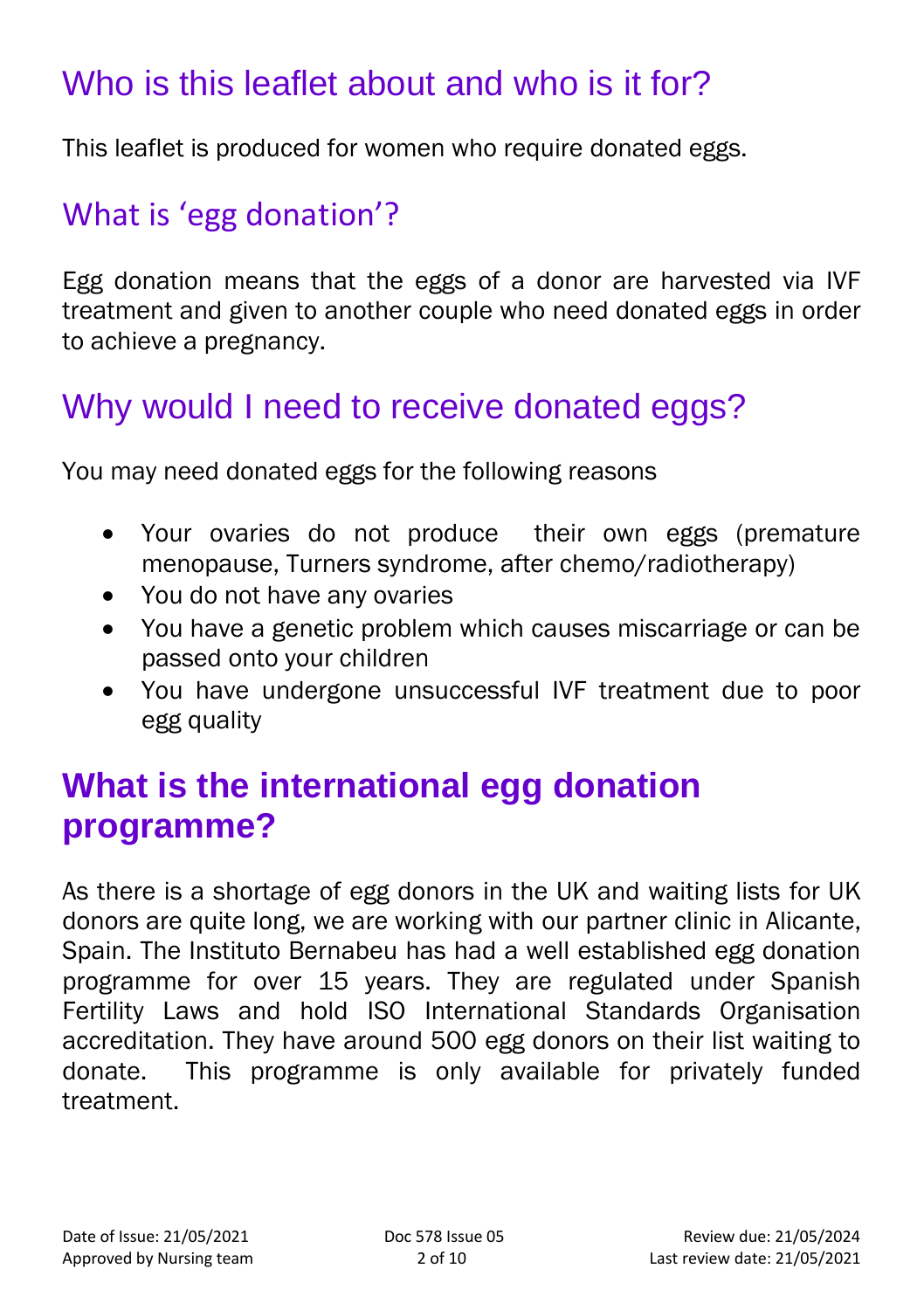## Who is this leaflet about and who is it for?

This leaflet is produced for women who require donated eggs.

## What is 'egg donation'?

Egg donation means that the eggs of a donor are harvested via IVF treatment and given to another couple who need donated eggs in order to achieve a pregnancy.

## Why would I need to receive donated eggs?

You may need donated eggs for the following reasons

- Your ovaries do not produce their own eggs (premature menopause, Turners syndrome, after chemo/radiotherapy)
- You do not have any ovaries
- You have a genetic problem which causes miscarriage or can be passed onto your children
- You have undergone unsuccessful IVF treatment due to poor egg quality

## **What is the international egg donation programme?**

As there is a shortage of egg donors in the UK and waiting lists for UK donors are quite long, we are working with our partner clinic in Alicante, Spain. The Instituto Bernabeu has had a well established egg donation programme for over 15 years. They are regulated under Spanish Fertility Laws and hold ISO International Standards Organisation accreditation. They have around 500 egg donors on their list waiting to donate. This programme is only available for privately funded treatment.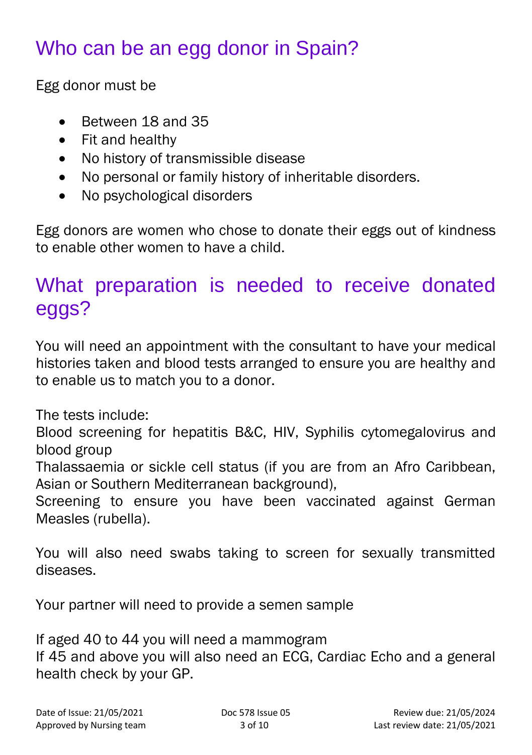## Who can be an egg donor in Spain?

Egg donor must be

- Between 18 and 35
- Fit and healthy
- No history of transmissible disease
- No personal or family history of inheritable disorders.
- No psychological disorders

Egg donors are women who chose to donate their eggs out of kindness to enable other women to have a child.

## What preparation is needed to receive donated eggs?

You will need an appointment with the consultant to have your medical histories taken and blood tests arranged to ensure you are healthy and to enable us to match you to a donor.

The tests include:
Blood screening for hepatitis B&C, HIV, Syphilis cytomegalovirus and blood group
Thalassaemia or sickle cell status (if you are from an Afro Caribbean, Asian or Southern Mediterranean background),
Screening to ensure you have been vaccinated against German Measles (rubella).

You will also need swabs taking to screen for sexually transmitted diseases.

Your partner will need to provide a semen sample

If aged 40 to 44 you will need a mammogram
If 45 and above you will also need an ECG, Cardiac Echo and a general health check by your GP.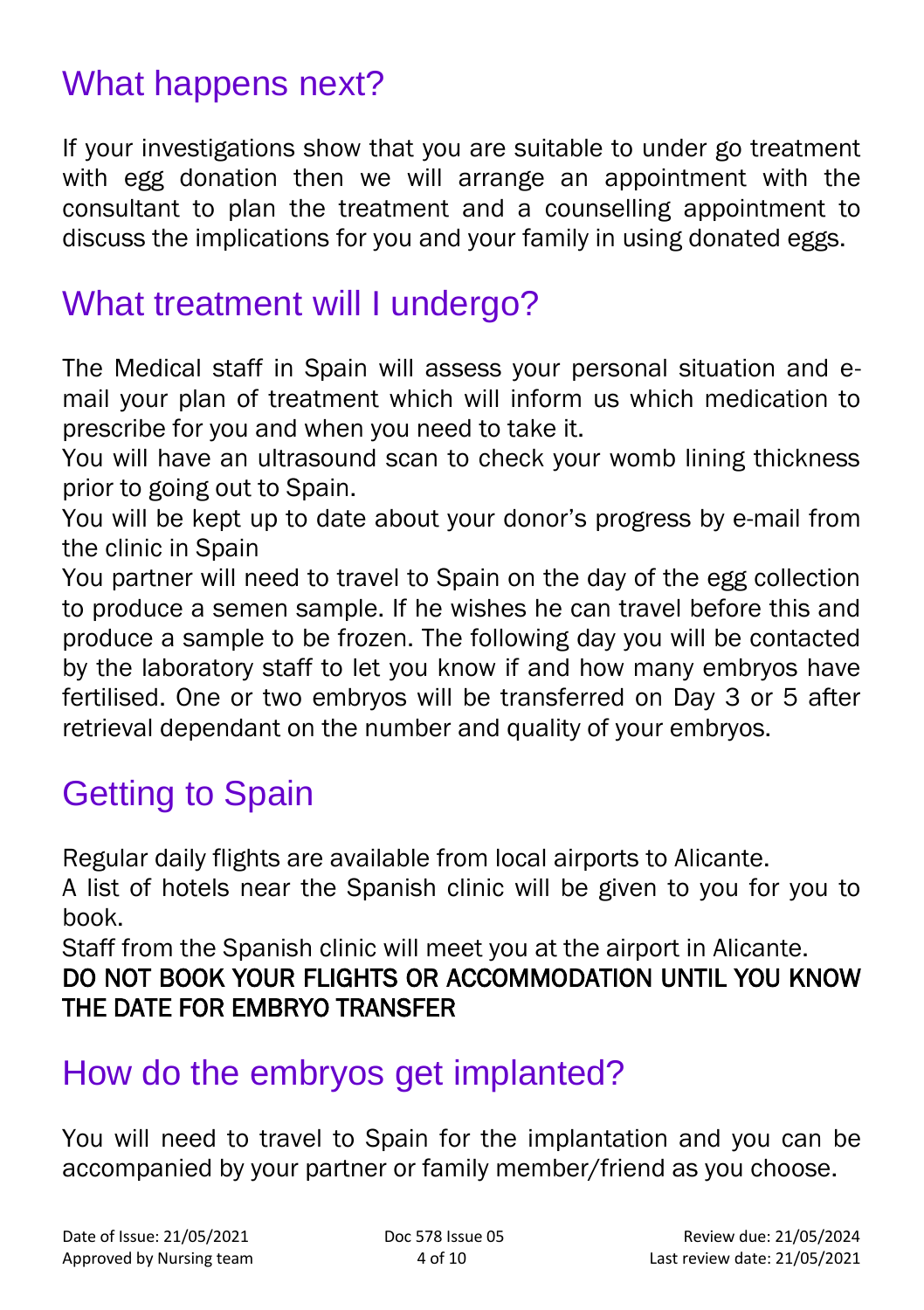## What happens next?

If your investigations show that you are suitable to under go treatment with egg donation then we will arrange an appointment with the consultant to plan the treatment and a counselling appointment to discuss the implications for you and your family in using donated eggs.

## What treatment will I undergo?

The Medical staff in Spain will assess your personal situation and e-mail your plan of treatment which will inform us which medication to prescribe for you and when you need to take it.

You will have an ultrasound scan to check your womb lining thickness prior to going out to Spain.

You will be kept up to date about your donor's progress by e-mail from the clinic in Spain

You partner will need to travel to Spain on the day of the egg collection to produce a semen sample. If he wishes he can travel before this and produce a sample to be frozen. The following day you will be contacted by the laboratory staff to let you know if and how many embryos have fertilised. One or two embryos will be transferred on Day 3 or 5 after retrieval dependant on the number and quality of your embryos.

## Getting to Spain

Regular daily flights are available from local airports to Alicante.

A list of hotels near the Spanish clinic will be given to you for you to book.

Staff from the Spanish clinic will meet you at the airport in Alicante.

DO NOT BOOK YOUR FLIGHTS OR ACCOMMODATION UNTIL YOU KNOW THE DATE FOR EMBRYO TRANSFER

## How do the embryos get implanted?

You will need to travel to Spain for the implantation and you can be accompanied by your partner or family member/friend as you choose.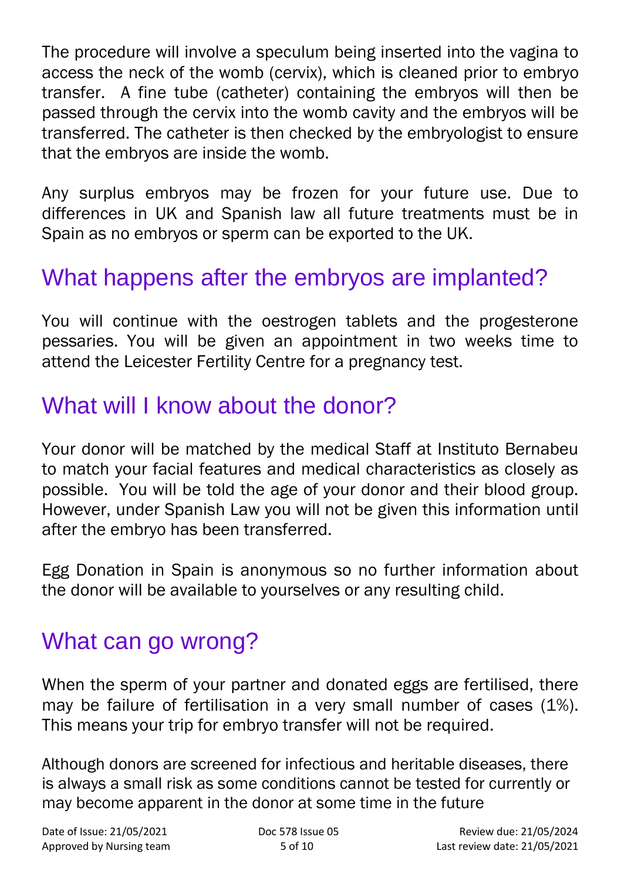The procedure will involve a speculum being inserted into the vagina to access the neck of the womb (cervix), which is cleaned prior to embryo transfer. A fine tube (catheter) containing the embryos will then be passed through the cervix into the womb cavity and the embryos will be transferred. The catheter is then checked by the embryologist to ensure that the embryos are inside the womb.

Any surplus embryos may be frozen for your future use. Due to differences in UK and Spanish law all future treatments must be in Spain as no embryos or sperm can be exported to the UK.

## What happens after the embryos are implanted?

You will continue with the oestrogen tablets and the progesterone pessaries. You will be given an appointment in two weeks time to attend the Leicester Fertility Centre for a pregnancy test.

## What will I know about the donor?

Your donor will be matched by the medical Staff at Instituto Bernabeu to match your facial features and medical characteristics as closely as possible. You will be told the age of your donor and their blood group. However, under Spanish Law you will not be given this information until after the embryo has been transferred.

Egg Donation in Spain is anonymous so no further information about the donor will be available to yourselves or any resulting child.

## What can go wrong?

When the sperm of your partner and donated eggs are fertilised, there may be failure of fertilisation in a very small number of cases (1%). This means your trip for embryo transfer will not be required.

Although donors are screened for infectious and heritable diseases, there is always a small risk as some conditions cannot be tested for currently or may become apparent in the donor at some time in the future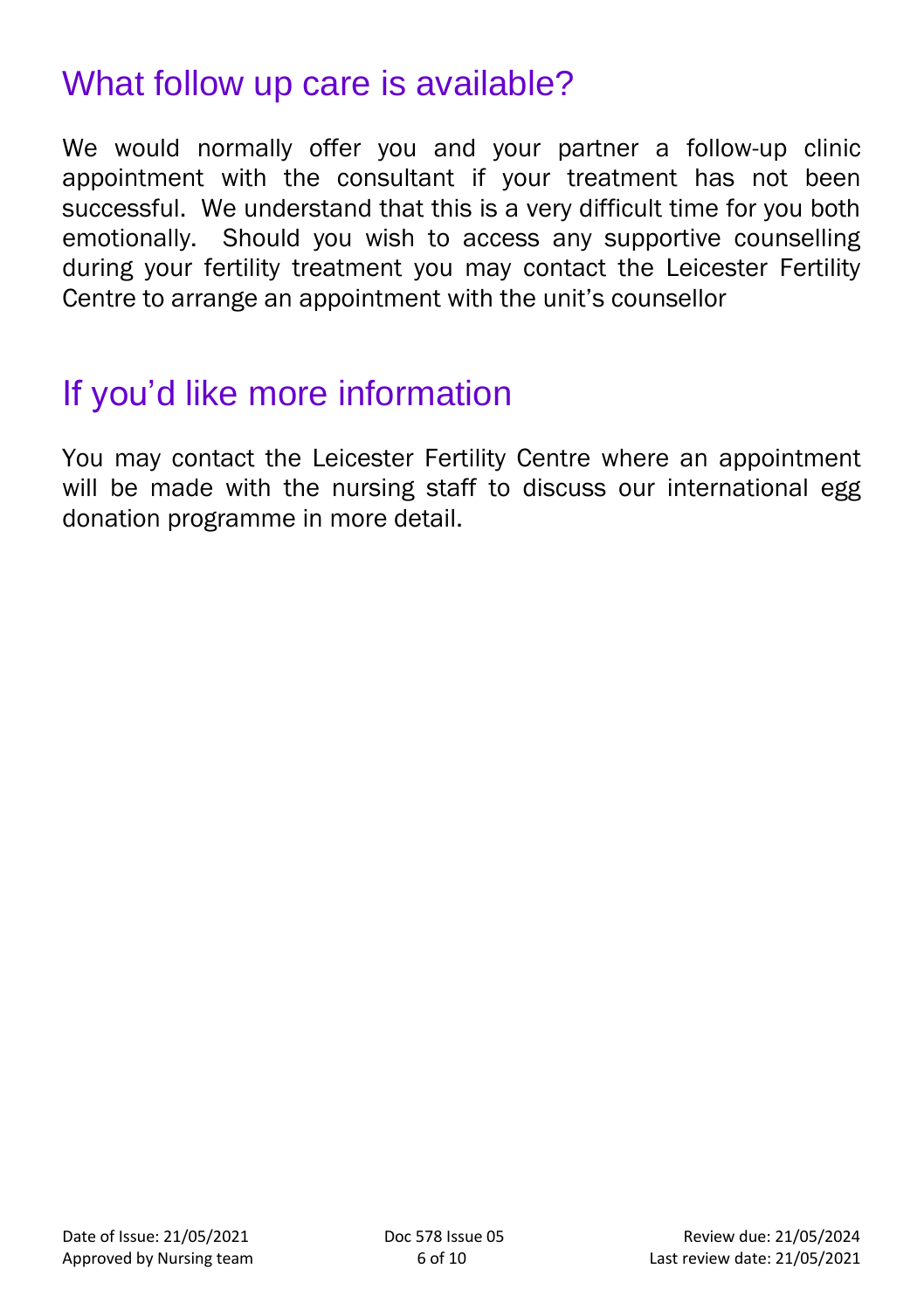## What follow up care is available?

We would normally offer you and your partner a follow-up clinic appointment with the consultant if your treatment has not been successful. We understand that this is a very difficult time for you both emotionally. Should you wish to access any supportive counselling during your fertility treatment you may contact the Leicester Fertility Centre to arrange an appointment with the unit's counsellor

## If you'd like more information

You may contact the Leicester Fertility Centre where an appointment will be made with the nursing staff to discuss our international egg donation programme in more detail.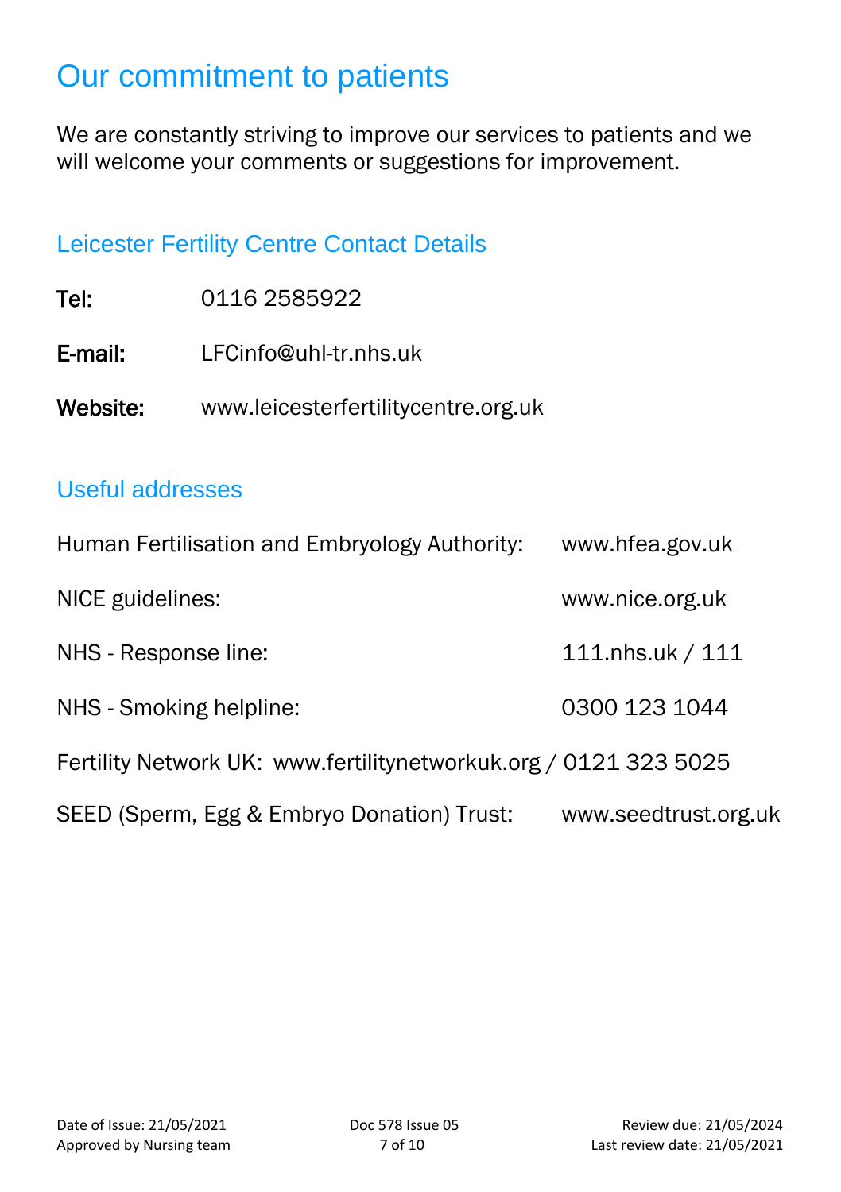# Our commitment to patients

We are constantly striving to improve our services to patients and we will welcome your comments or suggestions for improvement.

## Leicester Fertility Centre Contact Details

**Tel:** 0116 2585922

**E-mail:** LFCinfo@uhl-tr.nhs.uk

**Website:** www.leicesterfertilitycentre.org.uk

## Useful addresses

Human Fertilisation and Embryology Authority: www.hfea.gov.uk

NICE guidelines: www.nice.org.uk

NHS - Response line: 111.nhs.uk / 111

NHS - Smoking helpline: 0300 123 1044

Fertility Network UK: www.fertilitynetworkuk.org / 0121 323 5025

SEED (Sperm, Egg & Embryo Donation) Trust: www.seedtrust.org.uk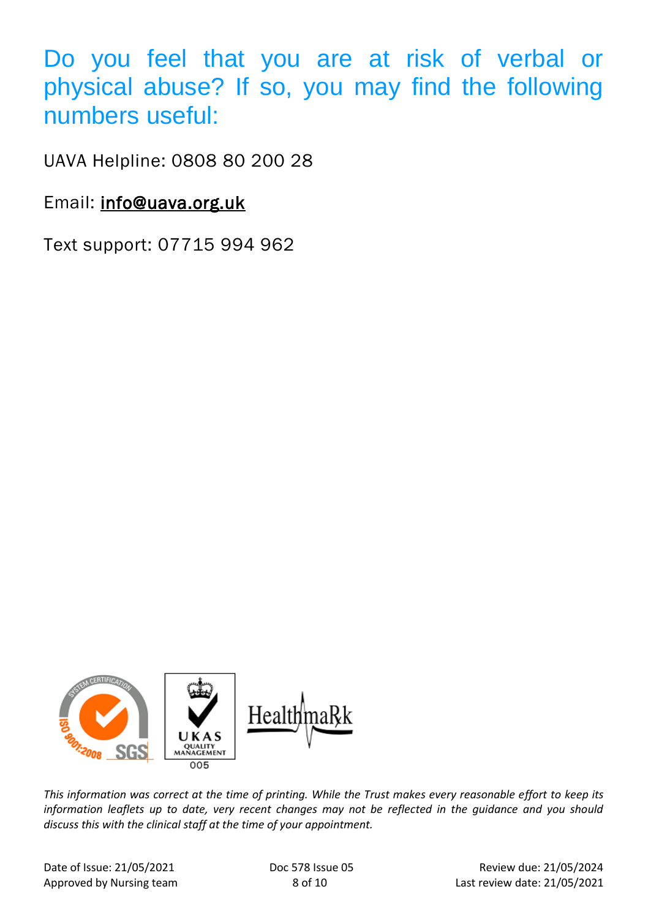## Do you feel that you are at risk of verbal or physical abuse? If so, you may find the following numbers useful:

UAVA Helpline: 0808 80 200 28

Email: info@uava.org.uk

Text support: 07715 994 962

*This information was correct at the time of printing. While the Trust makes every reasonable effort to keep its information leaflets up to date, very recent changes may not be reflected in the guidance and you should discuss this with the clinical staff at the time of your appointment.*

Date of Issue: 21/05/2021
Approved by Nursing team

Doc 578 Issue 05

Review due: 21/05/2024
Last review date: 21/05/2021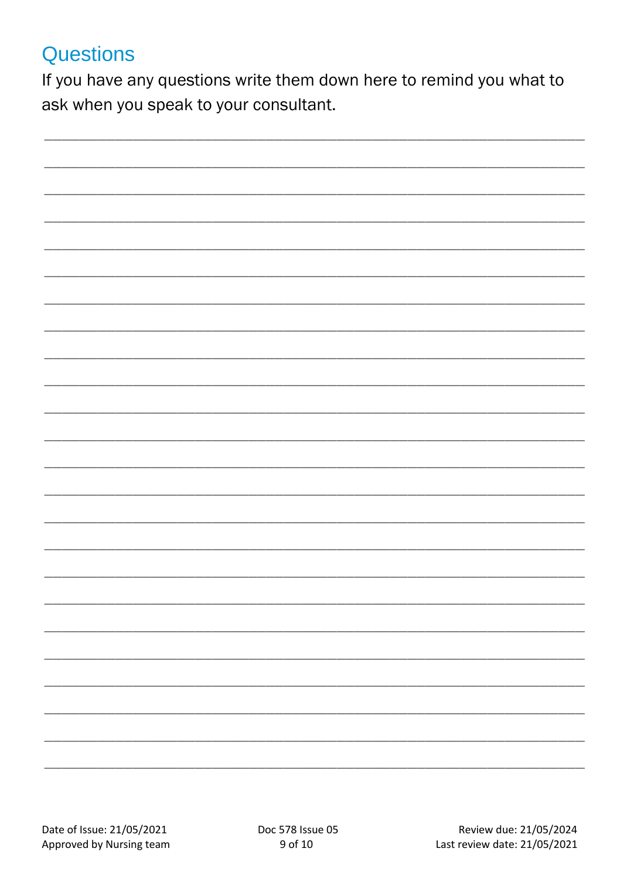## Questions

If you have any questions write them down here to remind you what to ask when you speak to your consultant.

_______________________________________________________________________________

_______________________________________________________________________________

_______________________________________________________________________________

_______________________________________________________________________________

_______________________________________________________________________________

_______________________________________________________________________________

_______________________________________________________________________________

_______________________________________________________________________________

_______________________________________________________________________________

_______________________________________________________________________________

_______________________________________________________________________________

_______________________________________________________________________________

_______________________________________________________________________________

_______________________________________________________________________________

_______________________________________________________________________________

_______________________________________________________________________________

_______________________________________________________________________________

_______________________________________________________________________________

_______________________________________________________________________________

_______________________________________________________________________________

_______________________________________________________________________________

_______________________________________________________________________________

_______________________________________________________________________________

_______________________________________________________________________________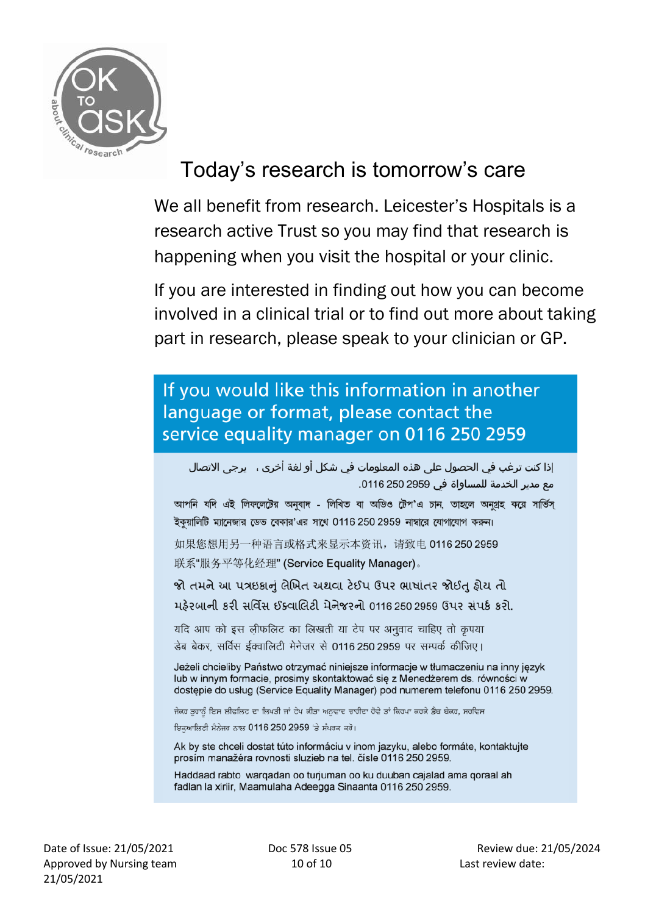# Today's research is tomorrow's care

We all benefit from research. Leicester's Hospitals is a research active Trust so you may find that research is happening when you visit the hospital or your clinic.

If you are interested in finding out how you can become involved in a clinical trial or to find out more about taking part in research, please speak to your clinician or GP.

## If you would like this information in another language or format, please contact the service equality manager on 0116 250 2959

إذا كنت ترغب في الحصول على هذه المعلومات في شكل أو لغة أخرى ، يرجى الاتصال مع مدير الخدمة للمساواة في 0116 250 2959.

আপনি যদি এই লিফলেটের অনুবাদ - লিখিত বা অডিও টেপ'এ চান, তাহলে অনুগ্রহ করে সার্ভিস্ ইকুয়ালিটি ম্যানেজার ডেভ বেকার'এর সাথে 0116 250 2959 নাম্বারে যোগাযোগ করুন।

如果您想用另一种语言或格式来显示本资讯，请致电 0116 250 2959 联系"服务平等化经理" (Service Equality Manager)。

જો તમને આ પત્રિકાનું લેખિત અથવા ટેઈપ ઉપર ભાષાંતર જોઈતુ હોય તો મહેરબાની કરી સર્વિસ ઈક્વાલિટી મેનેજરનો 0116 250 2959 ઉપર સંપર્ક કરો.

यदि आप को इस लीफलिट का लिखती या टेप पर अनुवाद चाहिए तो कृपया डेब बेकर, सर्विस ईक्वालिटी मेनेजर से 0116 250 2959 पर सम्पर्क कीजिए।

Jeżeli chcieliby Państwo otrzymać niniejsze informacje w tłumaczeniu na inny język lub w innym formacie, prosimy skontaktować się z Menedżerem ds. równości w dostępie do usług (Service Equality Manager) pod numerem telefonu 0116 250 2959.

ਜੇਕਰ ਤੁਹਾਨੂੰ ਇਸ ਲੀਫਲਿਟ ਦਾ ਲਿਖਤੀ ਜਾਂ ਟੇਪ ਕੀਤਾ ਅਨੁਵਾਦ ਚਾਹੀਦਾ ਹੋਵੇ ਤਾਂ ਕਿਰਪਾ ਕਰਕੇ ਡੈਬ ਬੇਕਰ, ਸਰਵਿਸ ਇਕੁਆਲਿਟੀ ਮੈਨੇਜਰ ਨਾਲ 0116 250 2959 'ਤੇ ਸੰਪਰਕ ਕਰੋ।

Ak by ste chceli dostať túto informáciu v inom jazyku, alebo formáte, kontaktujte prosím manažéra rovnosti sluzieb na tel. čísle 0116 250 2959.

Haddaad rabto warqadan oo turjuman oo ku duuban cajalad ama qoraal ah fadlan la xiriir, Maamulaha Adeegga Sinaanta 0116 250 2959.

Date of Issue: 21/05/2021
Approved by Nursing team 21/05/2021

Doc 578 Issue 05

Review due: 21/05/2024
Last review date: